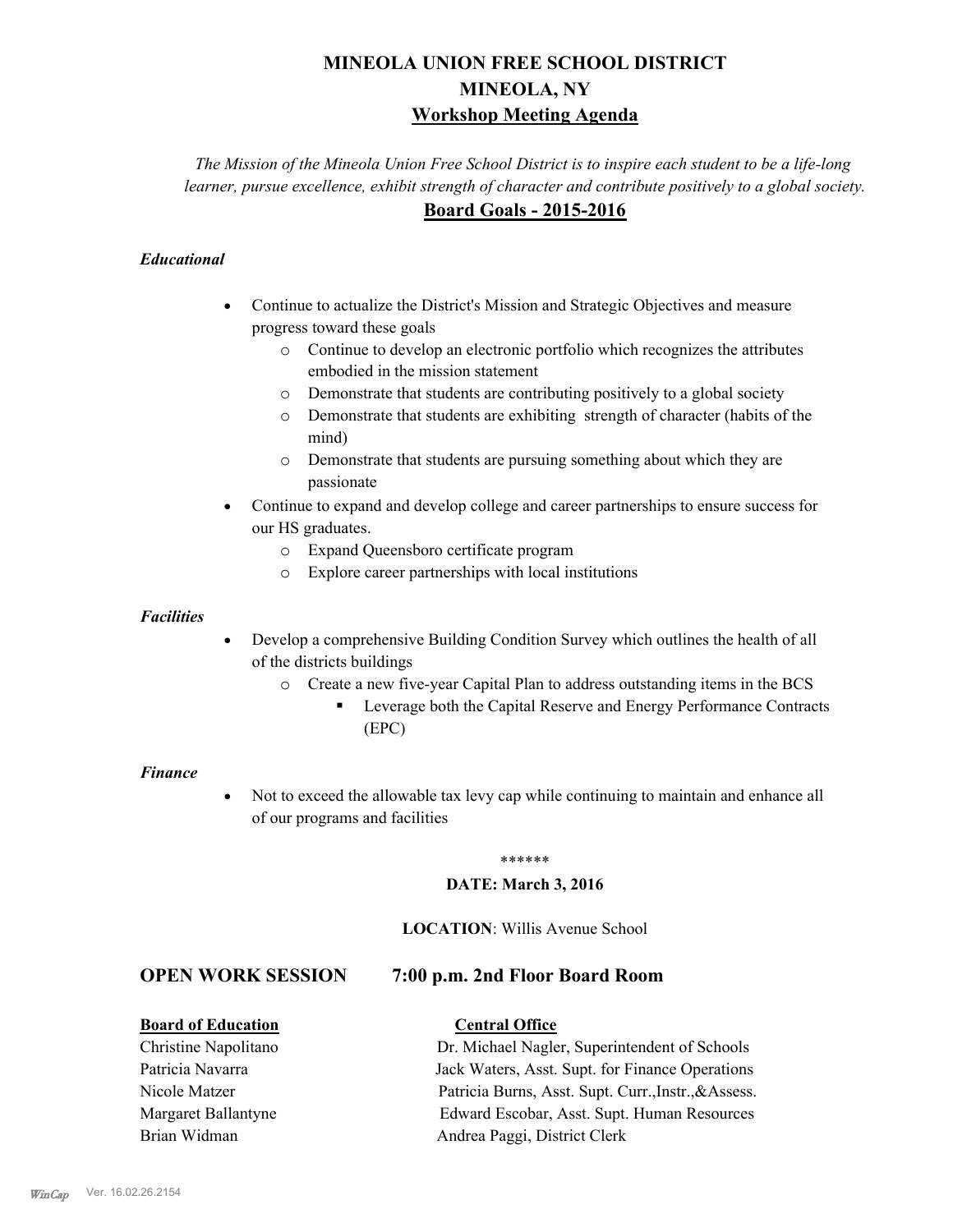# MINEOLA UNION FREE SCHOOL DISTRICT
# MINEOLA, NY
## Workshop Meeting Agenda

*The Mission of the Mineola Union Free School District is to inspire each student to be a life-long learner, pursue excellence, exhibit strength of character and contribute positively to a global society.*

## Board Goals - 2015-2016

### *Educational*

- Continue to actualize the District's Mission and Strategic Objectives and measure progress toward these goals
  - Continue to develop an electronic portfolio which recognizes the attributes embodied in the mission statement
  - Demonstrate that students are contributing positively to a global society
  - Demonstrate that students are exhibiting strength of character (habits of the mind)
  - Demonstrate that students are pursuing something about which they are passionate
- Continue to expand and develop college and career partnerships to ensure success for our HS graduates.
  - Expand Queensboro certificate program
  - Explore career partnerships with local institutions

### *Facilities*

- Develop a comprehensive Building Condition Survey which outlines the health of all of the districts buildings
  - Create a new five-year Capital Plan to address outstanding items in the BCS
    - Leverage both the Capital Reserve and Energy Performance Contracts (EPC)

### *Finance*

- Not to exceed the allowable tax levy cap while continuing to maintain and enhance all of our programs and facilities

******

**DATE: March 3, 2016**

**LOCATION**: Willis Avenue School

## OPEN WORK SESSION 7:00 p.m. 2nd Floor Board Room

| **Board of Education** | **Central Office** |
|---|---|
| Christine Napolitano | Dr. Michael Nagler, Superintendent of Schools |
| Patricia Navarra | Jack Waters, Asst. Supt. for Finance Operations |
| Nicole Matzer | Patricia Burns, Asst. Supt. Curr.,Instr.,&Assess. |
| Margaret Ballantyne | Edward Escobar, Asst. Supt. Human Resources |
| Brian Widman | Andrea Paggi, District Clerk |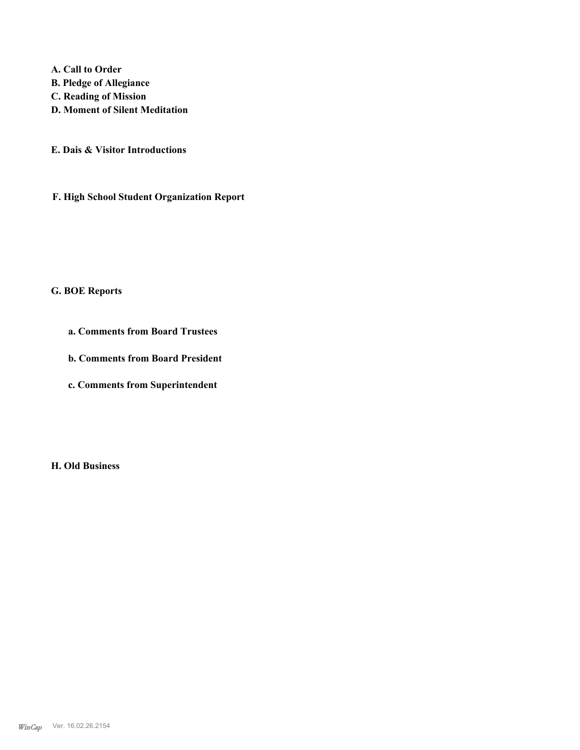**A. Call to Order**

**B. Pledge of Allegiance**

**C. Reading of Mission**

**D. Moment of Silent Meditation**

**E. Dais & Visitor Introductions**

**F. High School Student Organization Report**

**G. BOE Reports**

- **a. Comments from Board Trustees**
- **b. Comments from Board President**
- **c. Comments from Superintendent**

**H. Old Business**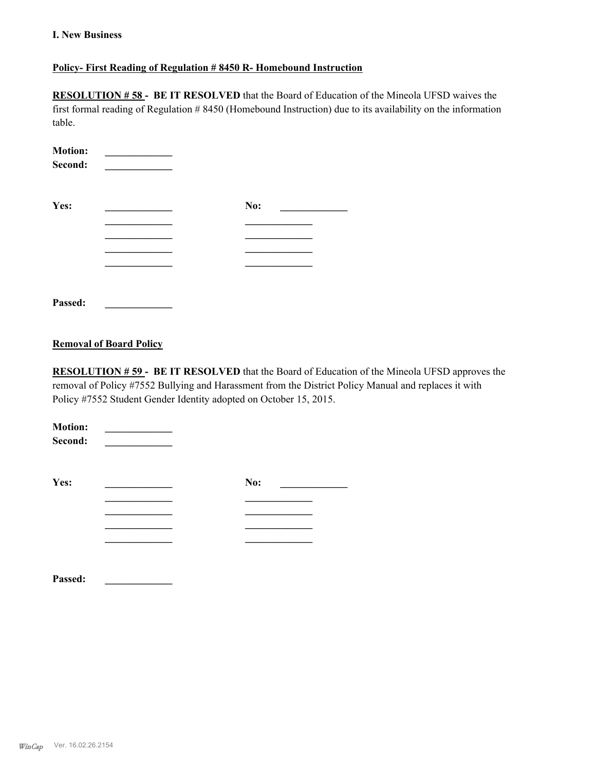**I. New Business**

**Policy- First Reading of Regulation # 8450 R- Homebound Instruction**

**RESOLUTION # 58 - BE IT RESOLVED** that the Board of Education of the Mineola UFSD waives the first formal reading of Regulation # 8450 (Homebound Instruction) due to its availability on the information table.

**Motion:** _____________
**Second:** _____________

| **Yes:** | _____________ | **No:** | _____________ |
|---|---|---|---|
| | _____________ | | _____________ |
| | _____________ | | _____________ |
| | _____________ | | _____________ |
| | _____________ | | _____________ |

**Passed:** _____________

**Removal of Board Policy**

**RESOLUTION # 59 - BE IT RESOLVED** that the Board of Education of the Mineola UFSD approves the removal of Policy #7552 Bullying and Harassment from the District Policy Manual and replaces it with Policy #7552 Student Gender Identity adopted on October 15, 2015.

**Motion:** _____________
**Second:** _____________

| **Yes:** | _____________ | **No:** | _____________ |
|---|---|---|---|
| | _____________ | | _____________ |
| | _____________ | | _____________ |
| | _____________ | | _____________ |
| | _____________ | | _____________ |

**Passed:** _____________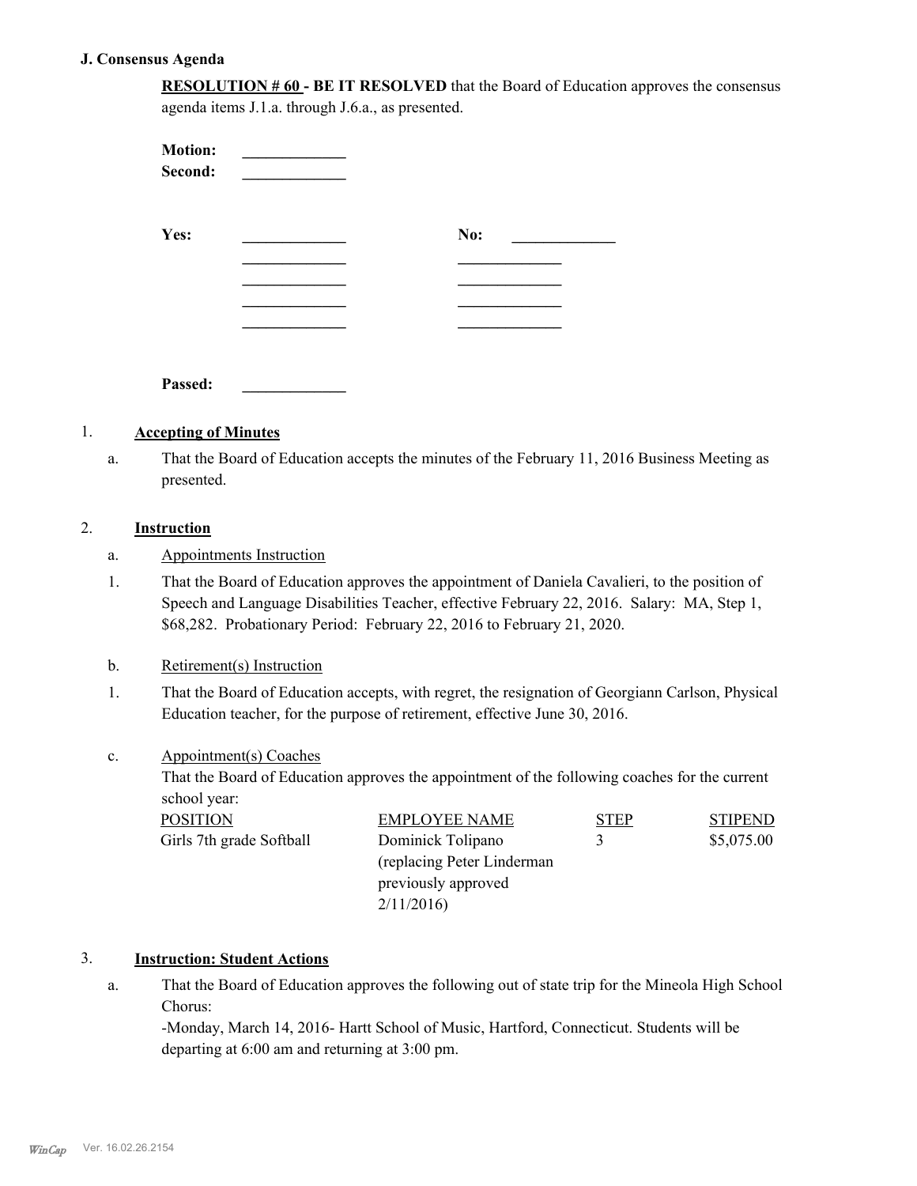## J. Consensus Agenda

**RESOLUTION # 60 - BE IT RESOLVED** that the Board of Education approves the consensus agenda items J.1.a. through J.6.a., as presented.

**Motion:** _____________
**Second:** _____________

**Yes:** _____________ **No:** _____________
_____________ _____________
_____________ _____________
_____________ _____________
_____________ _____________

**Passed:** _____________

### 1. Accepting of Minutes

a. That the Board of Education accepts the minutes of the February 11, 2016 Business Meeting as presented.

### 2. Instruction

a. Appointments Instruction

1. That the Board of Education approves the appointment of Daniela Cavalieri, to the position of Speech and Language Disabilities Teacher, effective February 22, 2016. Salary: MA, Step 1, $68,282. Probationary Period: February 22, 2016 to February 21, 2020.

b. Retirement(s) Instruction

1. That the Board of Education accepts, with regret, the resignation of Georgiann Carlson, Physical Education teacher, for the purpose of retirement, effective June 30, 2016.

c. Appointment(s) Coaches

That the Board of Education approves the appointment of the following coaches for the current school year:

| POSITION | EMPLOYEE NAME | STEP | STIPEND |
|---|---|---|---|
| Girls 7th grade Softball | Dominick Tolipano (replacing Peter Linderman previously approved 2/11/2016) | 3 | $5,075.00 |

### 3. Instruction: Student Actions

a. That the Board of Education approves the following out of state trip for the Mineola High School Chorus:
-Monday, March 14, 2016- Hartt School of Music, Hartford, Connecticut. Students will be departing at 6:00 am and returning at 3:00 pm.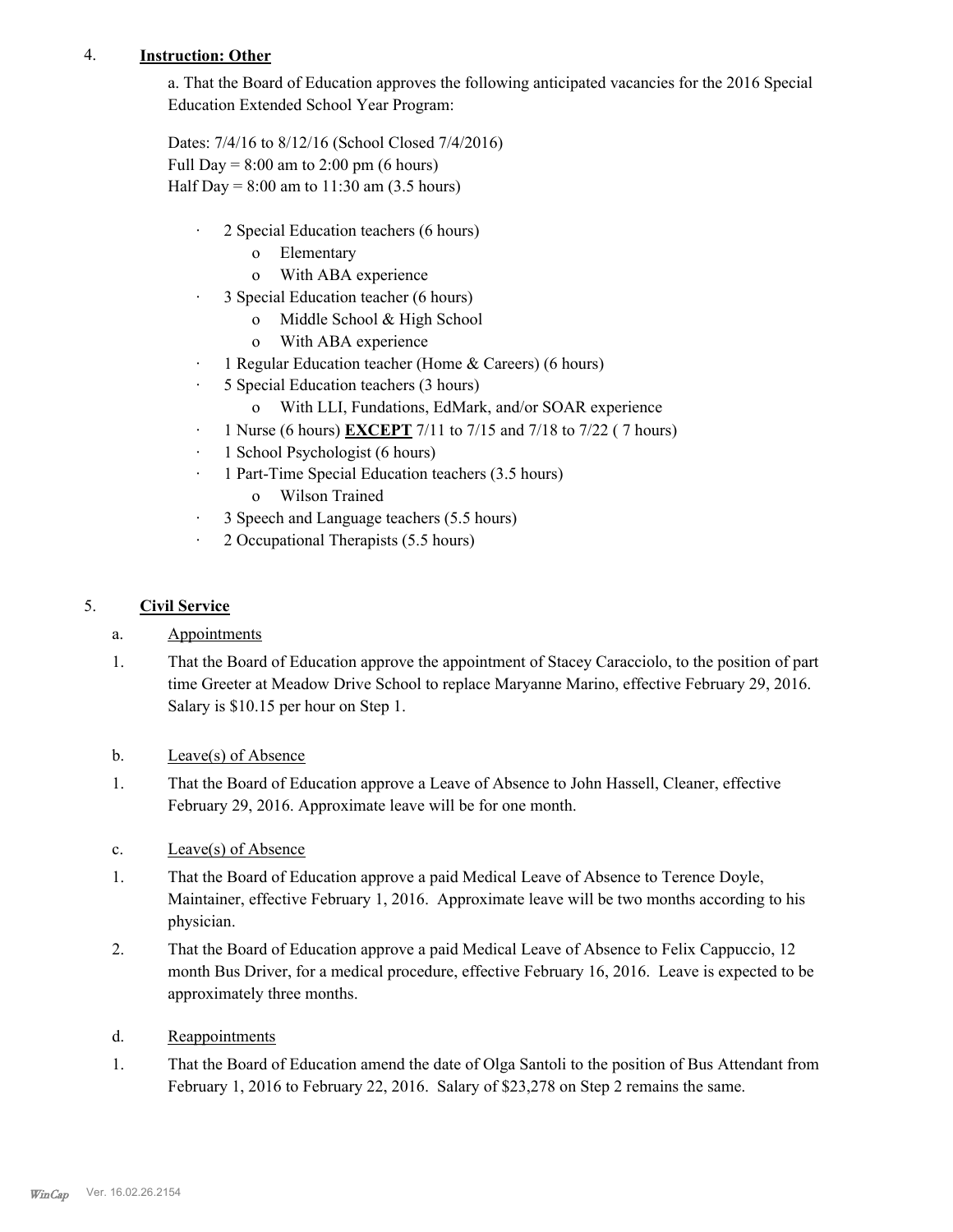4. **Instruction: Other**

a. That the Board of Education approves the following anticipated vacancies for the 2016 Special Education Extended School Year Program:

Dates: 7/4/16 to 8/12/16 (School Closed 7/4/2016)
Full Day = 8:00 am to 2:00 pm (6 hours)
Half Day = 8:00 am to 11:30 am (3.5 hours)

- 2 Special Education teachers (6 hours)
  - Elementary
  - With ABA experience
- 3 Special Education teacher (6 hours)
  - Middle School & High School
  - With ABA experience
- 1 Regular Education teacher (Home & Careers) (6 hours)
- 5 Special Education teachers (3 hours)
  - With LLI, Fundations, EdMark, and/or SOAR experience
- 1 Nurse (6 hours) **EXCEPT** 7/11 to 7/15 and 7/18 to 7/22 ( 7 hours)
- 1 School Psychologist (6 hours)
- 1 Part-Time Special Education teachers (3.5 hours)
  - Wilson Trained
- 3 Speech and Language teachers (5.5 hours)
- 2 Occupational Therapists (5.5 hours)

5. **Civil Service**

a. Appointments

1. That the Board of Education approve the appointment of Stacey Caracciolo, to the position of part time Greeter at Meadow Drive School to replace Maryanne Marino, effective February 29, 2016. Salary is $10.15 per hour on Step 1.

b. Leave(s) of Absence

1. That the Board of Education approve a Leave of Absence to John Hassell, Cleaner, effective February 29, 2016. Approximate leave will be for one month.

c. Leave(s) of Absence

1. That the Board of Education approve a paid Medical Leave of Absence to Terence Doyle, Maintainer, effective February 1, 2016. Approximate leave will be two months according to his physician.
2. That the Board of Education approve a paid Medical Leave of Absence to Felix Cappuccio, 12 month Bus Driver, for a medical procedure, effective February 16, 2016. Leave is expected to be approximately three months.

d. Reappointments

1. That the Board of Education amend the date of Olga Santoli to the position of Bus Attendant from February 1, 2016 to February 22, 2016. Salary of $23,278 on Step 2 remains the same.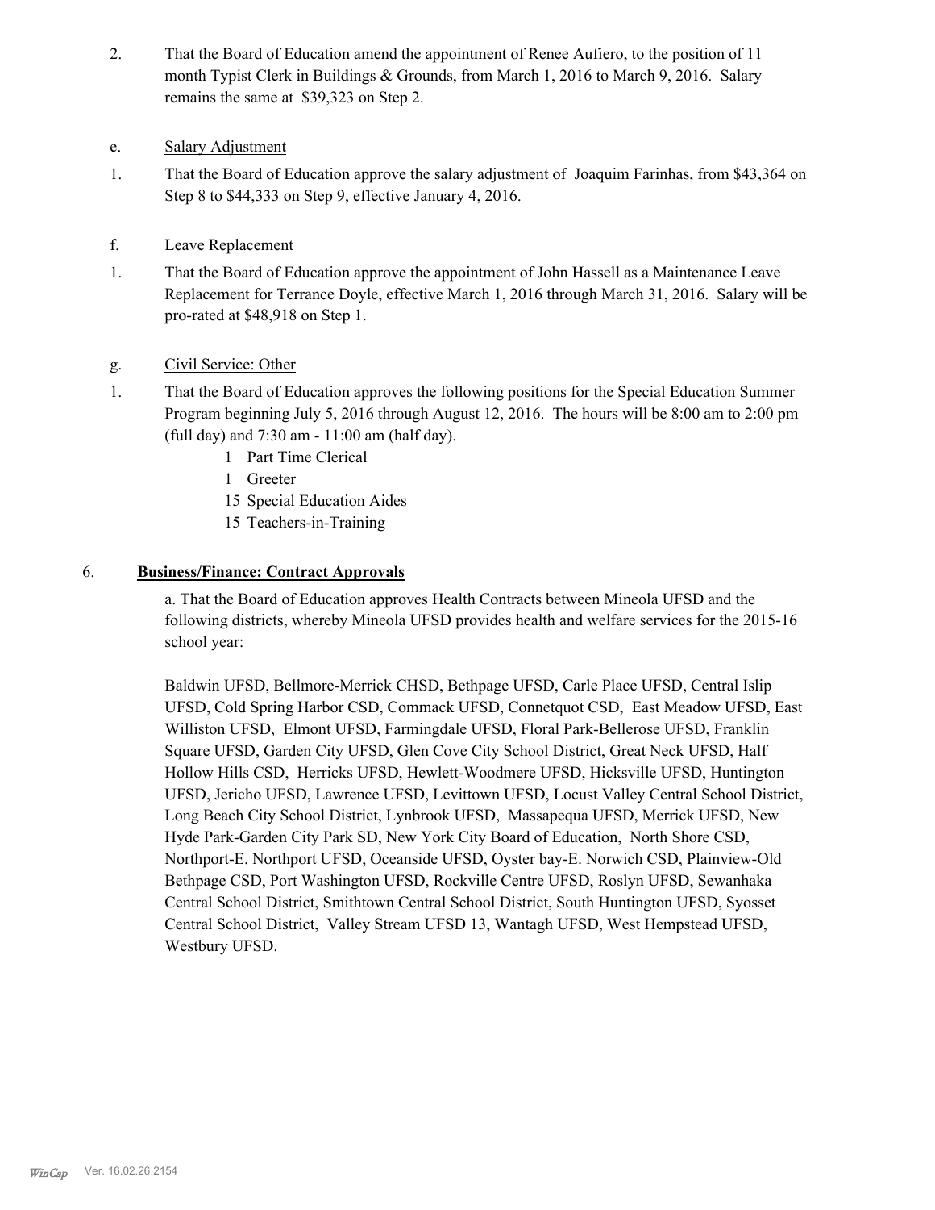2. That the Board of Education amend the appointment of Renee Aufiero, to the position of 11 month Typist Clerk in Buildings & Grounds, from March 1, 2016 to March 9, 2016. Salary remains the same at $39,323 on Step 2.

e. Salary Adjustment

1. That the Board of Education approve the salary adjustment of Joaquim Farinhas, from $43,364 on Step 8 to $44,333 on Step 9, effective January 4, 2016.

f. Leave Replacement

1. That the Board of Education approve the appointment of John Hassell as a Maintenance Leave Replacement for Terrance Doyle, effective March 1, 2016 through March 31, 2016. Salary will be pro-rated at $48,918 on Step 1.

g. Civil Service: Other

1. That the Board of Education approves the following positions for the Special Education Summer Program beginning July 5, 2016 through August 12, 2016. The hours will be 8:00 am to 2:00 pm (full day) and 7:30 am - 11:00 am (half day).
   - 1 Part Time Clerical
   - 1 Greeter
   - 15 Special Education Aides
   - 15 Teachers-in-Training

6. **Business/Finance: Contract Approvals**

a. That the Board of Education approves Health Contracts between Mineola UFSD and the following districts, whereby Mineola UFSD provides health and welfare services for the 2015-16 school year:

Baldwin UFSD, Bellmore-Merrick CHSD, Bethpage UFSD, Carle Place UFSD, Central Islip UFSD, Cold Spring Harbor CSD, Commack UFSD, Connetquot CSD, East Meadow UFSD, East Williston UFSD, Elmont UFSD, Farmingdale UFSD, Floral Park-Bellerose UFSD, Franklin Square UFSD, Garden City UFSD, Glen Cove City School District, Great Neck UFSD, Half Hollow Hills CSD, Herricks UFSD, Hewlett-Woodmere UFSD, Hicksville UFSD, Huntington UFSD, Jericho UFSD, Lawrence UFSD, Levittown UFSD, Locust Valley Central School District, Long Beach City School District, Lynbrook UFSD, Massapequa UFSD, Merrick UFSD, New Hyde Park-Garden City Park SD, New York City Board of Education, North Shore CSD, Northport-E. Northport UFSD, Oceanside UFSD, Oyster bay-E. Norwich CSD, Plainview-Old Bethpage CSD, Port Washington UFSD, Rockville Centre UFSD, Roslyn UFSD, Sewanhaka Central School District, Smithtown Central School District, South Huntington UFSD, Syosset Central School District, Valley Stream UFSD 13, Wantagh UFSD, West Hempstead UFSD, Westbury UFSD.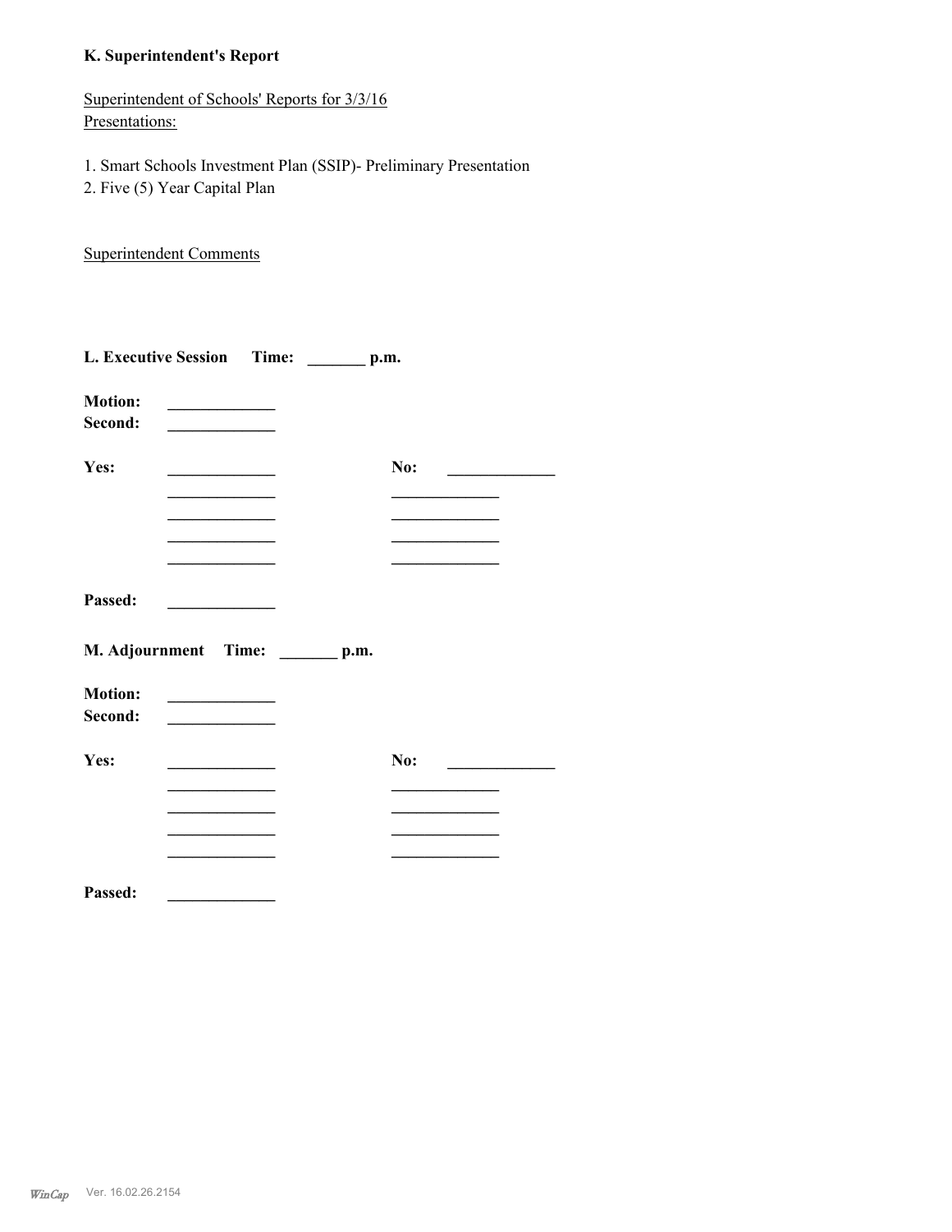**K. Superintendent's Report**

<u>Superintendent of Schools' Reports for 3/3/16</u>
<u>Presentations:</u>

1. Smart Schools Investment Plan (SSIP)- Preliminary Presentation
2. Five (5) Year Capital Plan

<u>Superintendent Comments</u>

**L. Executive Session Time: _______ p.m.**

**Motion:** _____________
**Second:** _____________

| | | | |
|---|---|---|---|
| **Yes:** | _____________ | **No:** | _____________ |
| | _____________ | | _____________ |
| | _____________ | | _____________ |
| | _____________ | | _____________ |
| | _____________ | | _____________ |

**Passed:** _____________

**M. Adjournment Time: _______ p.m.**

**Motion:** _____________
**Second:** _____________

| | | | |
|---|---|---|---|
| **Yes:** | _____________ | **No:** | _____________ |
| | _____________ | | _____________ |
| | _____________ | | _____________ |
| | _____________ | | _____________ |
| | _____________ | | _____________ |

**Passed:** _____________